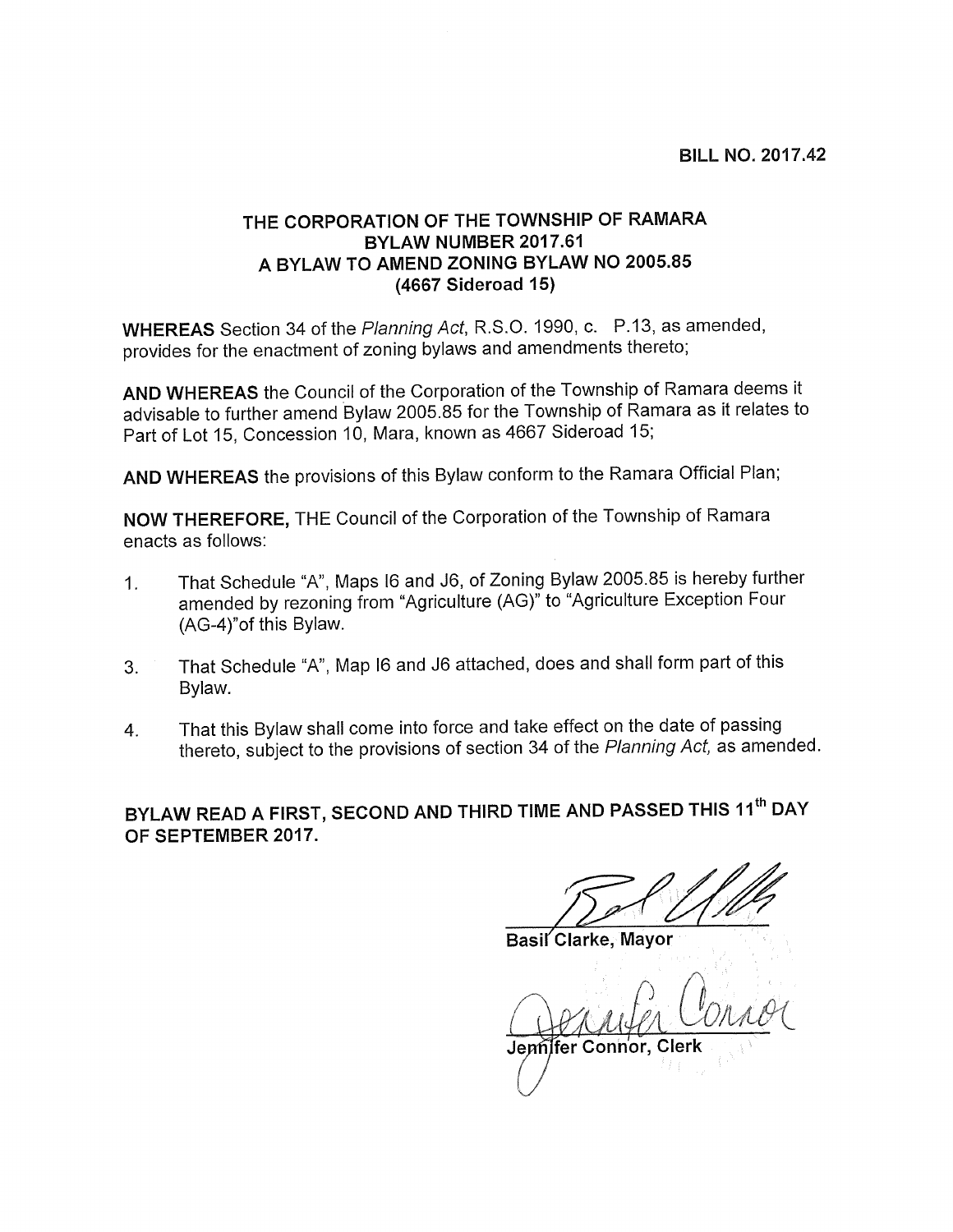**BILL NO. 2017.42**

# THE CORPORATION OF THE TOWNSHIP OF RAMARA
## BYLAW NUMBER 2017.61
## A BYLAW TO AMEND ZONING BYLAW NO 2005.85
## (4667 Sideroad 15)

**WHEREAS** Section 34 of the *Planning Act*, R.S.O. 1990, c. P.13, as amended, provides for the enactment of zoning bylaws and amendments thereto;

**AND WHEREAS** the Council of the Corporation of the Township of Ramara deems it advisable to further amend Bylaw 2005.85 for the Township of Ramara as it relates to Part of Lot 15, Concession 10, Mara, known as 4667 Sideroad 15;

**AND WHEREAS** the provisions of this Bylaw conform to the Ramara Official Plan;

**NOW THEREFORE,** THE Council of the Corporation of the Township of Ramara enacts as follows:

1. That Schedule "A", Maps I6 and J6, of Zoning Bylaw 2005.85 is hereby further amended by rezoning from "Agriculture (AG)" to "Agriculture Exception Four (AG-4)"of this Bylaw.

3. That Schedule "A", Map I6 and J6 attached, does and shall form part of this Bylaw.

4. That this Bylaw shall come into force and take effect on the date of passing thereto, subject to the provisions of section 34 of the *Planning Act,* as amended.

**BYLAW READ A FIRST, SECOND AND THIRD TIME AND PASSED THIS 11th DAY OF SEPTEMBER 2017.**

**Basil Clarke, Mayor**

**Jennifer Connor, Clerk**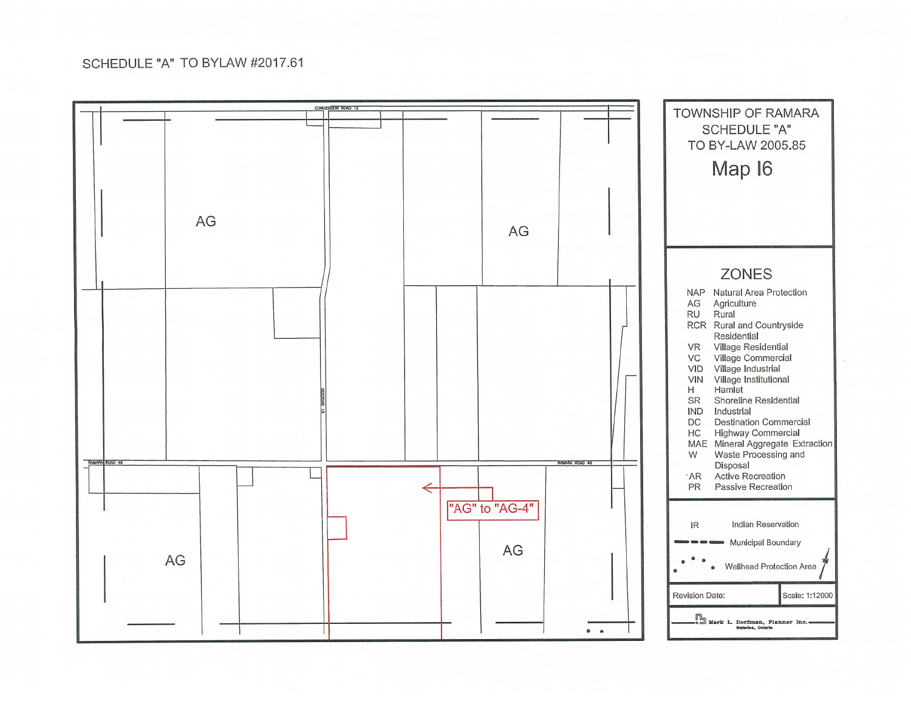SCHEDULE "A" TO BYLAW #2017.61

CONCESSION ROAD 12

AG

AG

SIDEROAD 15

RAMARA ROAD 46

RAMARA ROAD 46

"AG" to "AG-4"

AG

AG

TOWNSHIP OF RAMARA
SCHEDULE "A"
TO BY-LAW 2005.85

# Map I6

## ZONES

| Code | Zone |
|---|---|
| NAP | Natural Area Protection |
| AG | Agriculture |
| RU | Rural |
| RCR | Rural and Countryside Residential |
| VR | Village Residential |
| VC | Village Commercial |
| VID | Village Industrial |
| VIN | Village Institutional |
| H | Hamlet |
| SR | Shoreline Residential |
| IND | Industrial |
| DC | Destination Commercial |
| HC | Highway Commercial |
| MAE | Mineral Aggregate Extraction |
| W | Waste Processing and Disposal |
| AR | Active Recreation |
| PR | Passive Recreation |

IR Indian Reservation

Municipal Boundary

Wellhead Protection Area

Revision Date: | Scale: 1:12000

Mark L. Dorfman, Planner Inc.
Waterloo, Ontario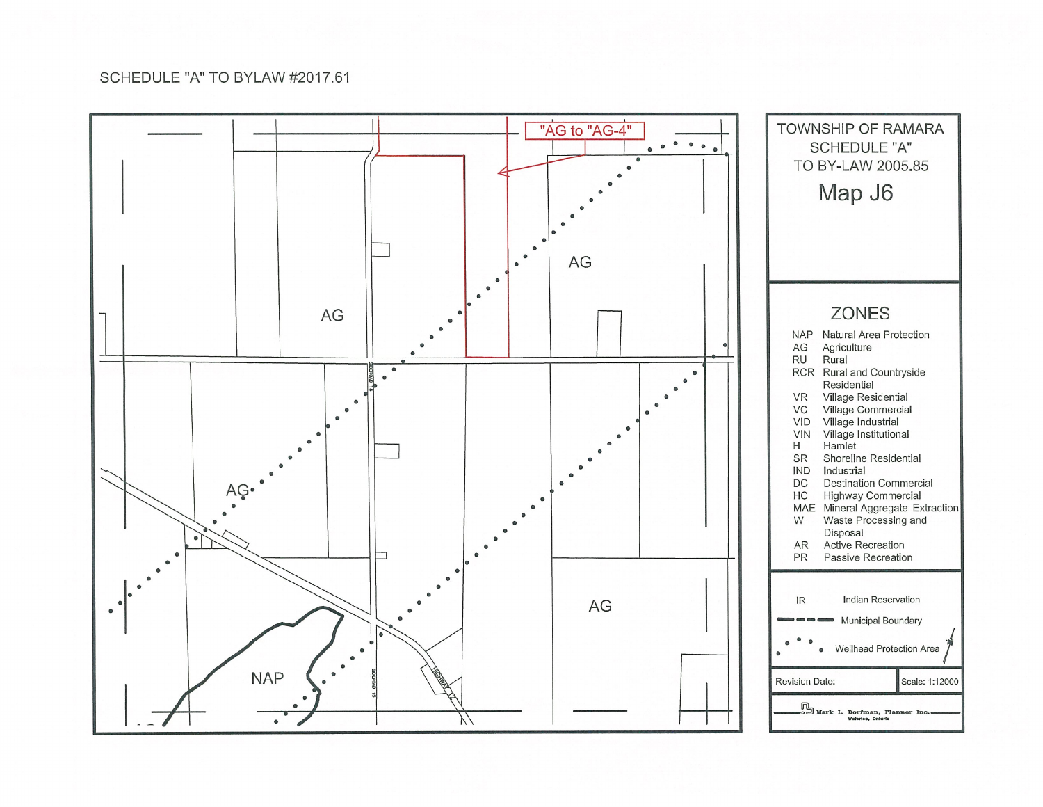SCHEDULE "A" TO BYLAW #2017.61

"AG to "AG-4"

AG

AG

AG

AG

NAP

SIDEROAD 15

SIDEROAD 15

HIGHWAY 12

TOWNSHIP OF RAMARA
SCHEDULE "A"
TO BY-LAW 2005.85

Map J6

ZONES

NAP Natural Area Protection
AG Agriculture
RU Rural
RCR Rural and Countryside Residential
VR Village Residential
VC Village Commercial
VID Village Industrial
VIN Village Institutional
H Hamlet
SR Shoreline Residential
IND Industrial
DC Destination Commercial
HC Highway Commercial
MAE Mineral Aggregate Extraction
W Waste Processing and Disposal
AR Active Recreation
PR Passive Recreation

IR Indian Reservation

Municipal Boundary

Wellhead Protection Area

Revision Date:

Scale: 1:12000

Mark L. Dorfman, Planner Inc.
Waterloo, Ontario